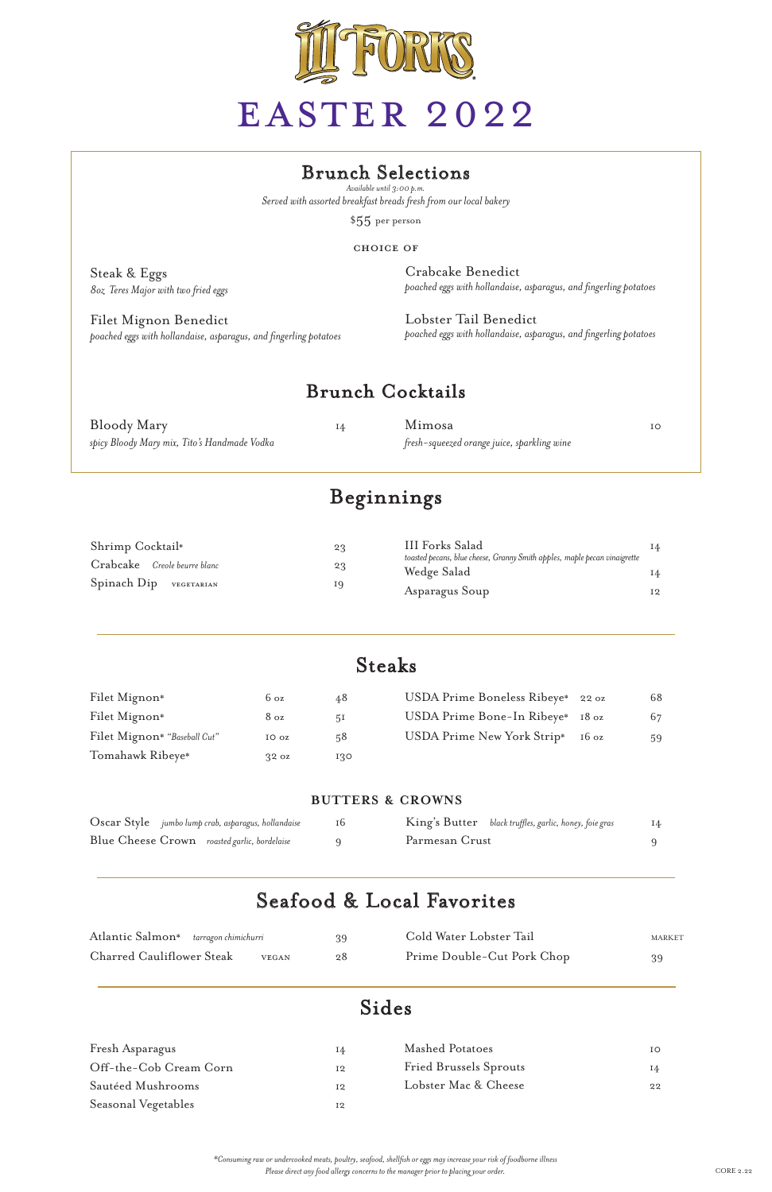# III FORKS

# EASTER 2022

## Brunch Selections

*Available until 3:00 p.m.*

*Served with assorted breakfast breads fresh from our local bakery*

$55 per person

CHOICE OF

Steak & Eggs
*8oz Teres Major with two fried eggs*

Filet Mignon Benedict
*poached eggs with hollandaise, asparagus, and fingerling potatoes*

Crabcake Benedict
*poached eggs with hollandaise, asparagus, and fingerling potatoes*

Lobster Tail Benedict
*poached eggs with hollandaise, asparagus, and fingerling potatoes*

## Brunch Cocktails

| Item | Price |
|---|---|
| Bloody Mary *spicy Bloody Mary mix, Tito's Handmade Vodka* | 14 |
| Mimosa *fresh-squeezed orange juice, sparkling wine* | 10 |

## Beginnings

| Item | Price |
|---|---|
| Shrimp Cocktail* | 23 |
| Crabcake *Creole beurre blanc* | 23 |
| Spinach Dip VEGETARIAN | 19 |
| III Forks Salad *toasted pecans, blue cheese, Granny Smith apples, maple pecan vinaigrette* | 14 |
| Wedge Salad | 14 |
| Asparagus Soup | 12 |

## Steaks

| Item | Size | Price |
|---|---|---|
| Filet Mignon* | 6 oz | 48 |
| Filet Mignon* | 8 oz | 51 |
| Filet Mignon* *"Baseball Cut"* | 10 oz | 58 |
| Tomahawk Ribeye* | 32 oz | 130 |
| USDA Prime Boneless Ribeye* | 22 oz | 68 |
| USDA Prime Bone-In Ribeye* | 18 oz | 67 |
| USDA Prime New York Strip* | 16 oz | 59 |

### BUTTERS & CROWNS

| Item | Price |
|---|---|
| Oscar Style *jumbo lump crab, asparagus, hollandaise* | 16 |
| Blue Cheese Crown *roasted garlic, bordelaise* | 9 |
| King's Butter *black truffles, garlic, honey, foie gras* | 14 |
| Parmesan Crust | 9 |

## Seafood & Local Favorites

| Item | Price |
|---|---|
| Atlantic Salmon* *tarragon chimichurri* | 39 |
| Charred Cauliflower Steak VEGAN | 28 |
| Cold Water Lobster Tail | MARKET |
| Prime Double-Cut Pork Chop | 39 |

## Sides

| Item | Price |
|---|---|
| Fresh Asparagus | 14 |
| Off-the-Cob Cream Corn | 12 |
| Sautéed Mushrooms | 12 |
| Seasonal Vegetables | 12 |
| Mashed Potatoes | 10 |
| Fried Brussels Sprouts | 14 |
| Lobster Mac & Cheese | 22 |

*\*Consuming raw or undercooked meats, poultry, seafood, shellfish or eggs may increase your risk of foodborne illness*
*Please direct any food allergy concerns to the manager prior to placing your order.*

CORE 2.22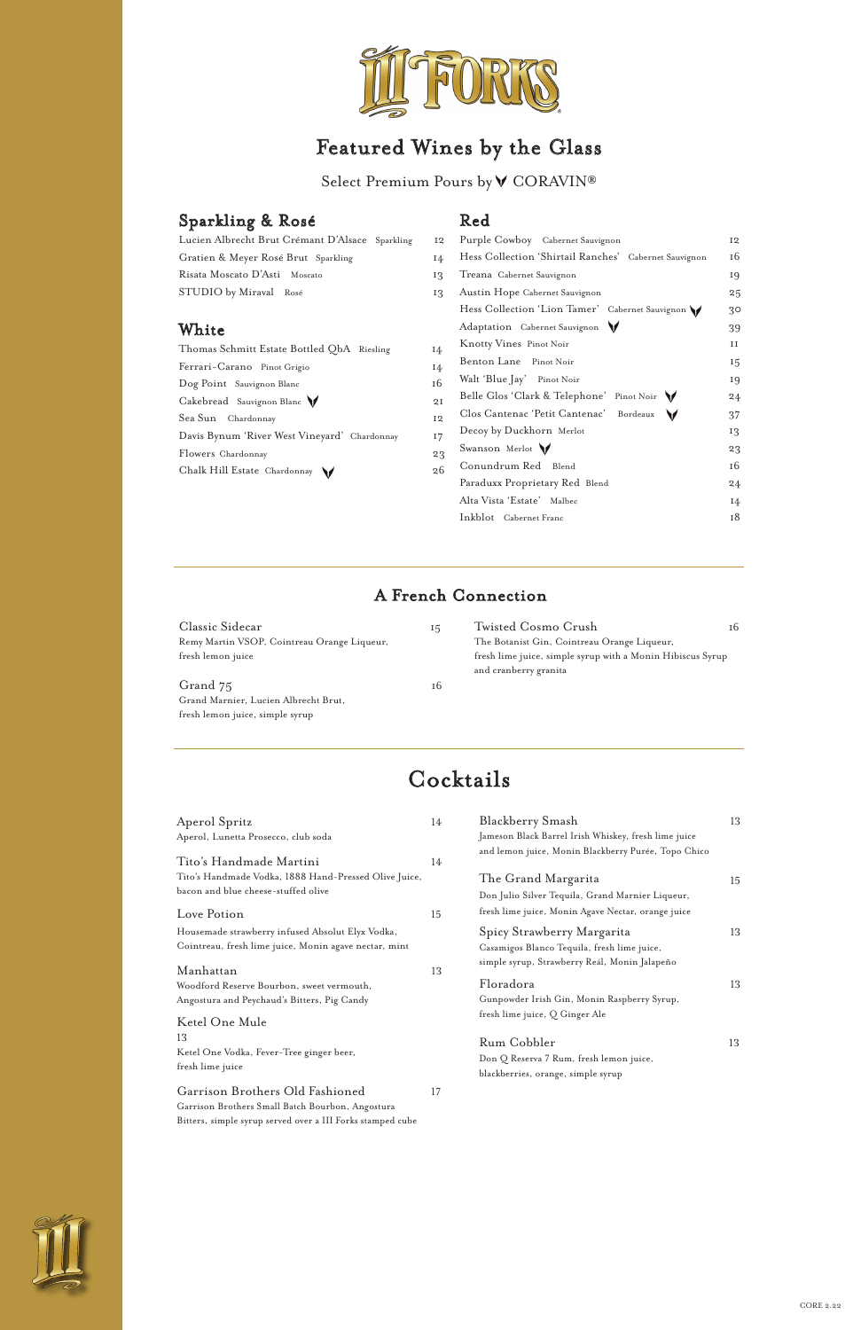# Featured Wines by the Glass

Select Premium Pours by CORAVIN®

## Sparkling & Rosé

| | | |
|---|---|---|
| Lucien Albrecht Brut Crémant D'Alsace | Sparkling | 12 |
| Gratien & Meyer Rosé Brut | Sparkling | 14 |
| Risata Moscato D'Asti | Moscato | 13 |
| STUDIO by Miraval | Rosé | 13 |

## White

| | | |
|---|---|---|
| Thomas Schmitt Estate Bottled QbA | Riesling | 14 |
| Ferrari-Carano | Pinot Grigio | 14 |
| Dog Point | Sauvignon Blanc | 16 |
| Cakebread | Sauvignon Blanc | 21 |
| Sea Sun | Chardonnay | 12 |
| Davis Bynum 'River West Vineyard' | Chardonnay | 17 |
| Flowers | Chardonnay | 23 |
| Chalk Hill Estate | Chardonnay | 26 |

## Red

| | | |
|---|---|---|
| Purple Cowboy | Cabernet Sauvignon | 12 |
| Hess Collection 'Shirtail Ranches' | Cabernet Sauvignon | 16 |
| Treana | Cabernet Sauvignon | 19 |
| Austin Hope | Cabernet Sauvignon | 25 |
| Hess Collection 'Lion Tamer' | Cabernet Sauvignon | 30 |
| Adaptation | Cabernet Sauvignon | 39 |
| Knotty Vines | Pinot Noir | 11 |
| Benton Lane | Pinot Noir | 15 |
| Walt 'Blue Jay' | Pinot Noir | 19 |
| Belle Glos 'Clark & Telephone' | Pinot Noir | 24 |
| Clos Cantenac 'Petit Cantenac' | Bordeaux | 37 |
| Decoy by Duckhorn | Merlot | 13 |
| Swanson | Merlot | 23 |
| Conundrum Red | Blend | 16 |
| Paraduxx Proprietary Red | Blend | 24 |
| Alta Vista 'Estate' | Malbec | 14 |
| Inkblot | Cabernet Franc | 18 |

## A French Connection

**Classic Sidecar** 15
Remy Martin VSOP, Cointreau Orange Liqueur, fresh lemon juice

**Grand 75** 16
Grand Marnier, Lucien Albrecht Brut, fresh lemon juice, simple syrup

**Twisted Cosmo Crush** 16
The Botanist Gin, Cointreau Orange Liqueur, fresh lime juice, simple syrup with a Monin Hibiscus Syrup and cranberry granita

# Cocktails

**Aperol Spritz** 14
Aperol, Lunetta Prosecco, club soda

**Tito's Handmade Martini** 14
Tito's Handmade Vodka, 1888 Hand-Pressed Olive Juice, bacon and blue cheese-stuffed olive

**Love Potion** 15
Housemade strawberry infused Absolut Elyx Vodka, Cointreau, fresh lime juice, Monin agave nectar, mint

**Manhattan** 13
Woodford Reserve Bourbon, sweet vermouth, Angostura and Peychaud's Bitters, Pig Candy

**Ketel One Mule** 13
Ketel One Vodka, Fever-Tree ginger beer, fresh lime juice

**Garrison Brothers Old Fashioned** 17
Garrison Brothers Small Batch Bourbon, Angostura Bitters, simple syrup served over a III Forks stamped cube

**Blackberry Smash** 13
Jameson Black Barrel Irish Whiskey, fresh lime juice and lemon juice, Monin Blackberry Purée, Topo Chico

**The Grand Margarita** 15
Don Julio Silver Tequila, Grand Marnier Liqueur, fresh lime juice, Monin Agave Nectar, orange juice

**Spicy Strawberry Margarita** 13
Casamigos Blanco Tequila, fresh lime juice, simple syrup, Strawberry Reál, Monin Jalapeño

**Floradora** 13
Gunpowder Irish Gin, Monin Raspberry Syrup, fresh lime juice, Q Ginger Ale

**Rum Cobbler** 13
Don Q Reserva 7 Rum, fresh lemon juice, blackberries, orange, simple syrup

CORE 2.22